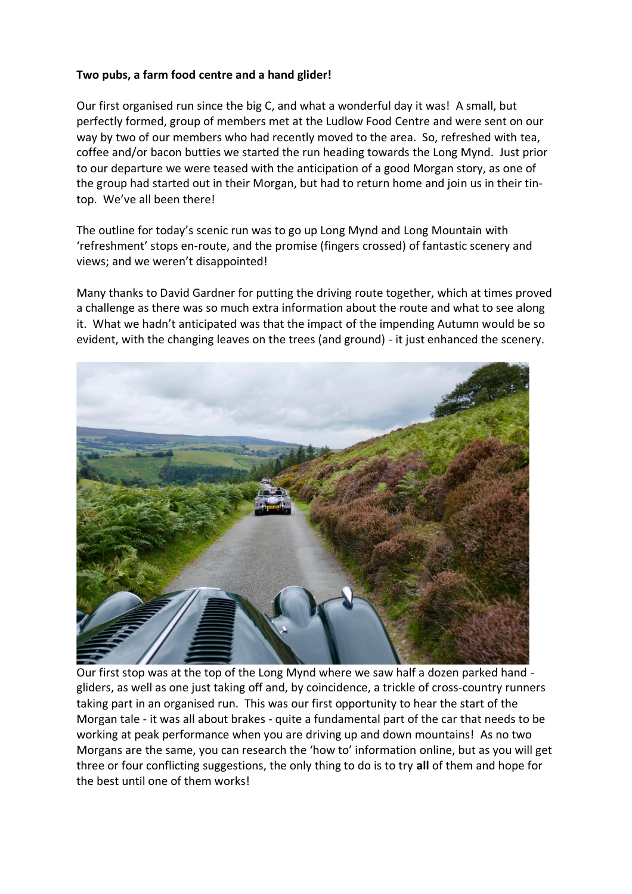**Two pubs, a farm food centre and a hand glider!**

Our first organised run since the big C, and what a wonderful day it was! A small, but perfectly formed, group of members met at the Ludlow Food Centre and were sent on our way by two of our members who had recently moved to the area. So, refreshed with tea, coffee and/or bacon butties we started the run heading towards the Long Mynd. Just prior to our departure we were teased with the anticipation of a good Morgan story, as one of the group had started out in their Morgan, but had to return home and join us in their tin-top. We've all been there!

The outline for today's scenic run was to go up Long Mynd and Long Mountain with 'refreshment' stops en-route, and the promise (fingers crossed) of fantastic scenery and views; and we weren't disappointed!

Many thanks to David Gardner for putting the driving route together, which at times proved a challenge as there was so much extra information about the route and what to see along it. What we hadn't anticipated was that the impact of the impending Autumn would be so evident, with the changing leaves on the trees (and ground) - it just enhanced the scenery.

Our first stop was at the top of the Long Mynd where we saw half a dozen parked hand - gliders, as well as one just taking off and, by coincidence, a trickle of cross-country runners taking part in an organised run. This was our first opportunity to hear the start of the Morgan tale - it was all about brakes - quite a fundamental part of the car that needs to be working at peak performance when you are driving up and down mountains! As no two Morgans are the same, you can research the 'how to' information online, but as you will get three or four conflicting suggestions, the only thing to do is to try **all** of them and hope for the best until one of them works!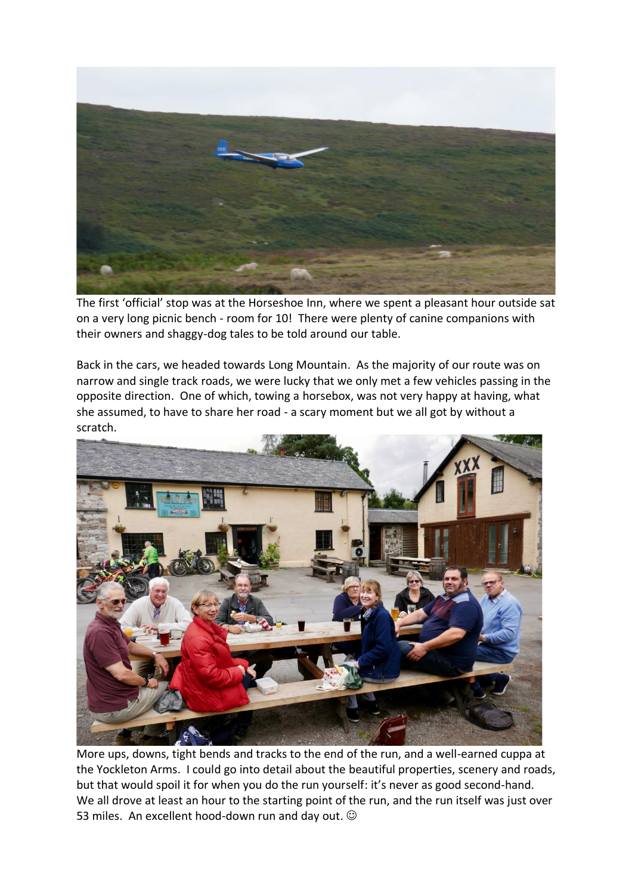The first 'official' stop was at the Horseshoe Inn, where we spent a pleasant hour outside sat on a very long picnic bench - room for 10! There were plenty of canine companions with their owners and shaggy-dog tales to be told around our table.

Back in the cars, we headed towards Long Mountain. As the majority of our route was on narrow and single track roads, we were lucky that we only met a few vehicles passing in the opposite direction. One of which, towing a horsebox, was not very happy at having, what she assumed, to have to share her road - a scary moment but we all got by without a scratch.

More ups, downs, tight bends and tracks to the end of the run, and a well-earned cuppa at the Yockleton Arms. I could go into detail about the beautiful properties, scenery and roads, but that would spoil it for when you do the run yourself: it's never as good second-hand. We all drove at least an hour to the starting point of the run, and the run itself was just over 53 miles. An excellent hood-down run and day out. ☺